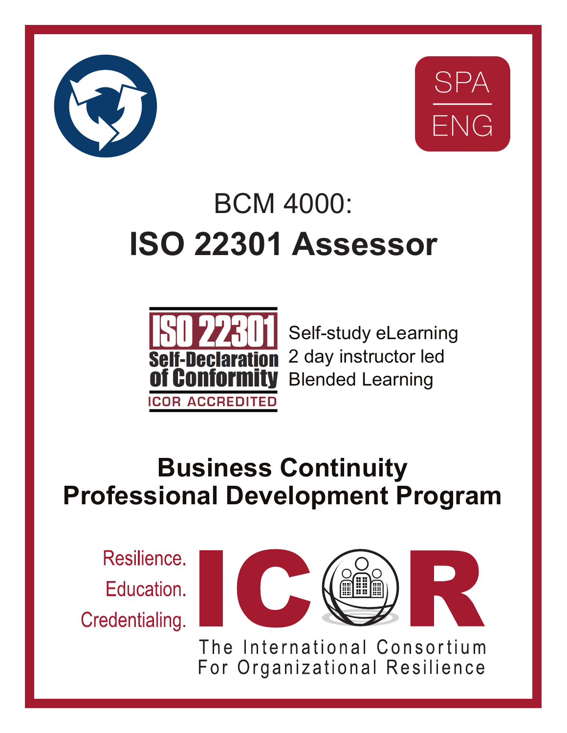SPA

ENG

# BCM 4000:
# ISO 22301 Assessor

ISO 22301
Self-Declaration of Conformity
ICOR ACCREDITED

- Self-study eLearning
- 2 day instructor led
- Blended Learning

## Business Continuity Professional Development Program

Resilience.
Education.
Credentialing.

ICOR

The International Consortium For Organizational Resilience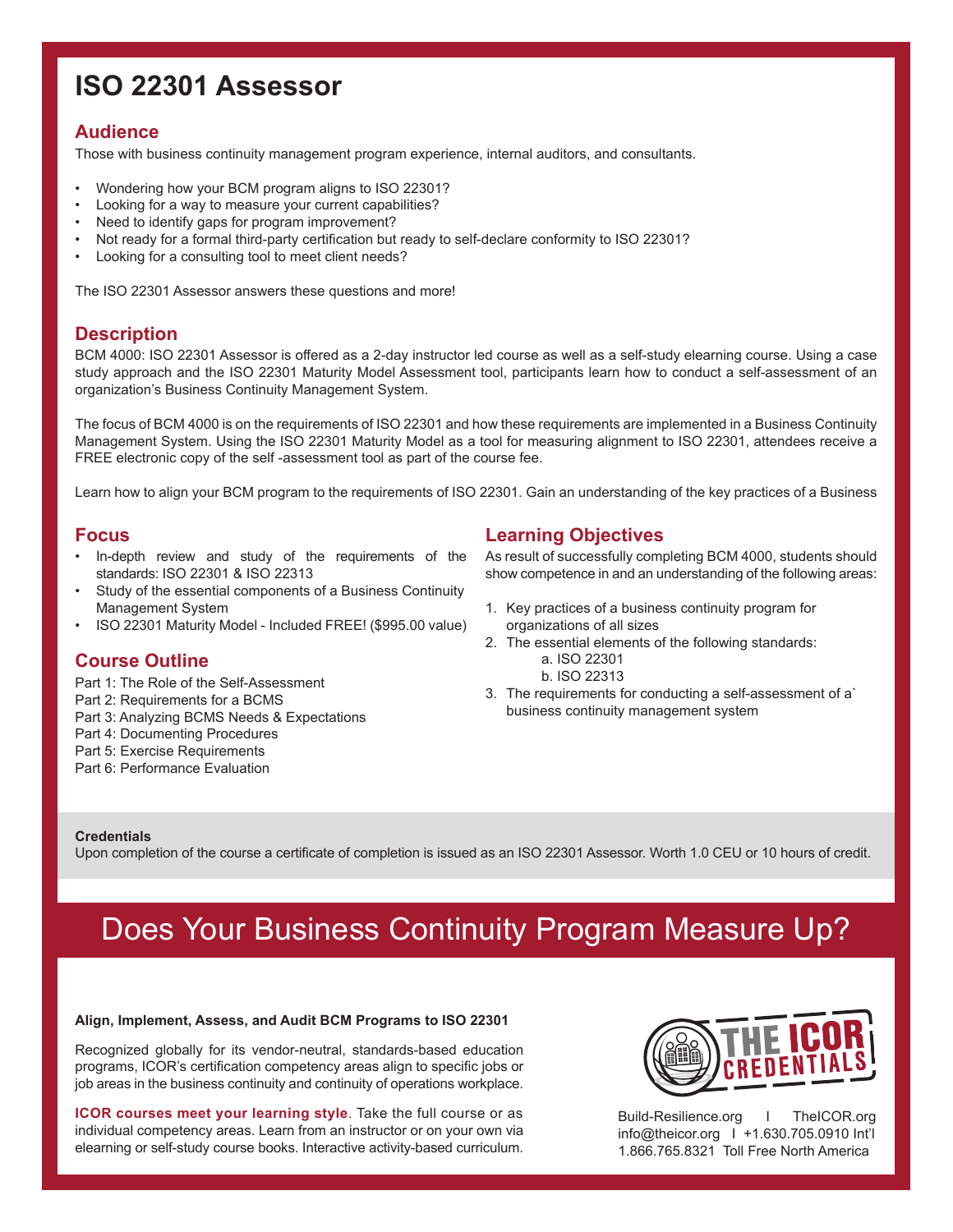# ISO 22301 Assessor

## Audience

Those with business continuity management program experience, internal auditors, and consultants.

- Wondering how your BCM program aligns to ISO 22301?
- Looking for a way to measure your current capabilities?
- Need to identify gaps for program improvement?
- Not ready for a formal third-party certification but ready to self-declare conformity to ISO 22301?
- Looking for a consulting tool to meet client needs?

The ISO 22301 Assessor answers these questions and more!

## Description

BCM 4000: ISO 22301 Assessor is offered as a 2-day instructor led course as well as a self-study elearning course. Using a case study approach and the ISO 22301 Maturity Model Assessment tool, participants learn how to conduct a self-assessment of an organization's Business Continuity Management System.

The focus of BCM 4000 is on the requirements of ISO 22301 and how these requirements are implemented in a Business Continuity Management System. Using the ISO 22301 Maturity Model as a tool for measuring alignment to ISO 22301, attendees receive a FREE electronic copy of the self -assessment tool as part of the course fee.

Learn how to align your BCM program to the requirements of ISO 22301. Gain an understanding of the key practices of a Business

## Focus

- In-depth review and study of the requirements of the standards: ISO 22301 & ISO 22313
- Study of the essential components of a Business Continuity Management System
- ISO 22301 Maturity Model - Included FREE! ($995.00 value)

## Course Outline

Part 1: The Role of the Self-Assessment
Part 2: Requirements for a BCMS
Part 3: Analyzing BCMS Needs & Expectations
Part 4: Documenting Procedures
Part 5: Exercise Requirements
Part 6: Performance Evaluation

## Learning Objectives

As result of successfully completing BCM 4000, students should show competence in and an understanding of the following areas:

1. Key practices of a business continuity program for organizations of all sizes
2. The essential elements of the following standards:
   a. ISO 22301
   b. ISO 22313
3. The requirements for conducting a self-assessment of a` business continuity management system

**Credentials**

Upon completion of the course a certificate of completion is issued as an ISO 22301 Assessor. Worth 1.0 CEU or 10 hours of credit.

# Does Your Business Continuity Program Measure Up?

**Align, Implement, Assess, and Audit BCM Programs to ISO 22301**

Recognized globally for its vendor-neutral, standards-based education programs, ICOR's certification competency areas align to specific jobs or job areas in the business continuity and continuity of operations workplace.

**ICOR courses meet your learning style**. Take the full course or as individual competency areas. Learn from an instructor or on your own via elearning or self-study course books. Interactive activity-based curriculum.

THE ICOR CREDENTIALS

Build-Resilience.org I TheICOR.org
info@theicor.org I +1.630.705.0910 Int'l
1.866.765.8321 Toll Free North America